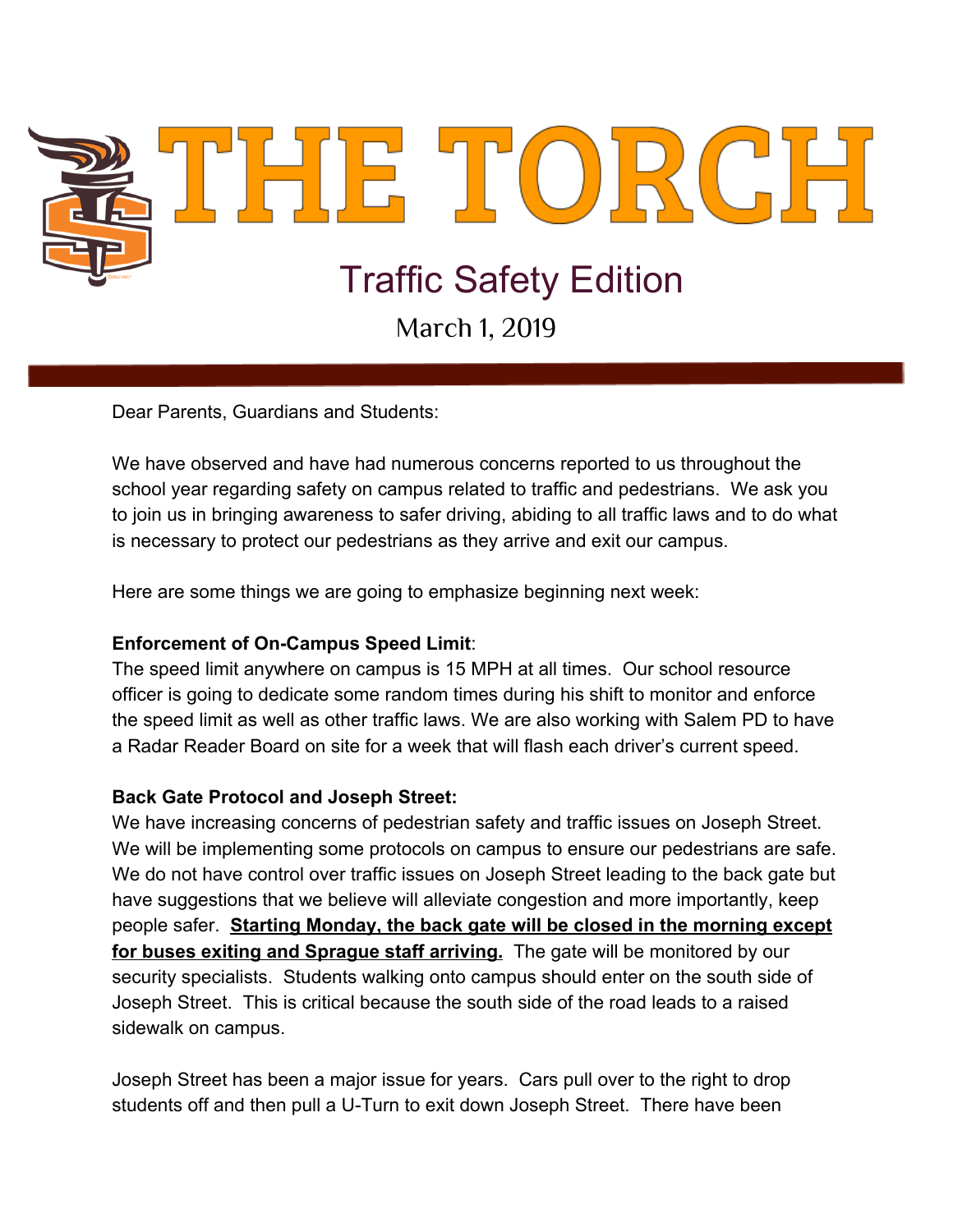# THE TORCH

## Traffic Safety Edition

March 1, 2019

Dear Parents, Guardians and Students:

We have observed and have had numerous concerns reported to us throughout the school year regarding safety on campus related to traffic and pedestrians. We ask you to join us in bringing awareness to safer driving, abiding to all traffic laws and to do what is necessary to protect our pedestrians as they arrive and exit our campus.

Here are some things we are going to emphasize beginning next week:

**Enforcement of On-Campus Speed Limit**:
The speed limit anywhere on campus is 15 MPH at all times. Our school resource officer is going to dedicate some random times during his shift to monitor and enforce the speed limit as well as other traffic laws. We are also working with Salem PD to have a Radar Reader Board on site for a week that will flash each driver's current speed.

**Back Gate Protocol and Joseph Street:**
We have increasing concerns of pedestrian safety and traffic issues on Joseph Street. We will be implementing some protocols on campus to ensure our pedestrians are safe. We do not have control over traffic issues on Joseph Street leading to the back gate but have suggestions that we believe will alleviate congestion and more importantly, keep people safer. **Starting Monday, the back gate will be closed in the morning except for buses exiting and Sprague staff arriving.** The gate will be monitored by our security specialists. Students walking onto campus should enter on the south side of Joseph Street. This is critical because the south side of the road leads to a raised sidewalk on campus.

Joseph Street has been a major issue for years. Cars pull over to the right to drop students off and then pull a U-Turn to exit down Joseph Street. There have been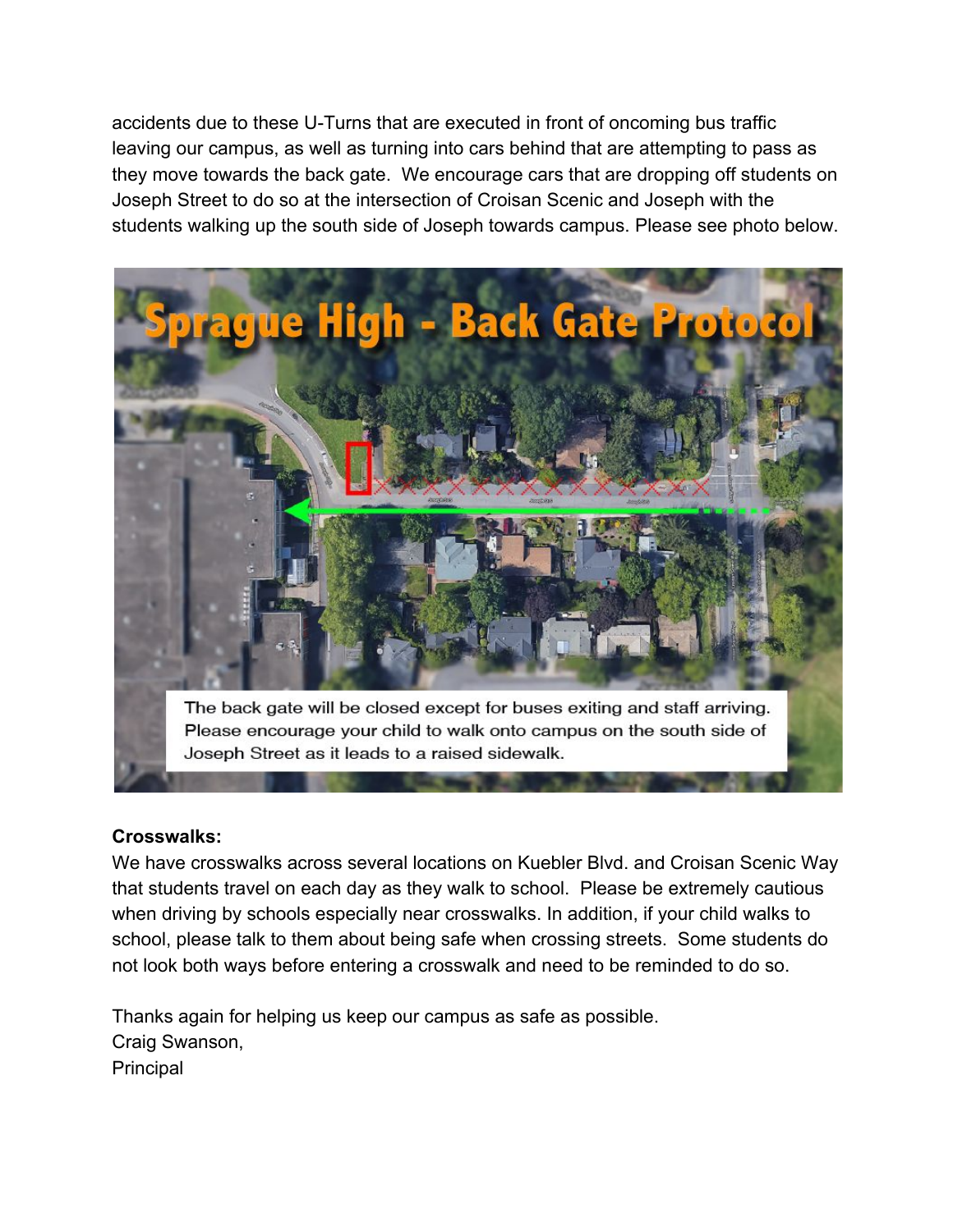accidents due to these U-Turns that are executed in front of oncoming bus traffic leaving our campus, as well as turning into cars behind that are attempting to pass as they move towards the back gate. We encourage cars that are dropping off students on Joseph Street to do so at the intersection of Croisan Scenic and Joseph with the students walking up the south side of Joseph towards campus. Please see photo below.

Sprague High - Back Gate Protocol

The back gate will be closed except for buses exiting and staff arriving. Please encourage your child to walk onto campus on the south side of Joseph Street as it leads to a raised sidewalk.

**Crosswalks:**

We have crosswalks across several locations on Kuebler Blvd. and Croisan Scenic Way that students travel on each day as they walk to school. Please be extremely cautious when driving by schools especially near crosswalks. In addition, if your child walks to school, please talk to them about being safe when crossing streets. Some students do not look both ways before entering a crosswalk and need to be reminded to do so.

Thanks again for helping us keep our campus as safe as possible.
Craig Swanson,
Principal